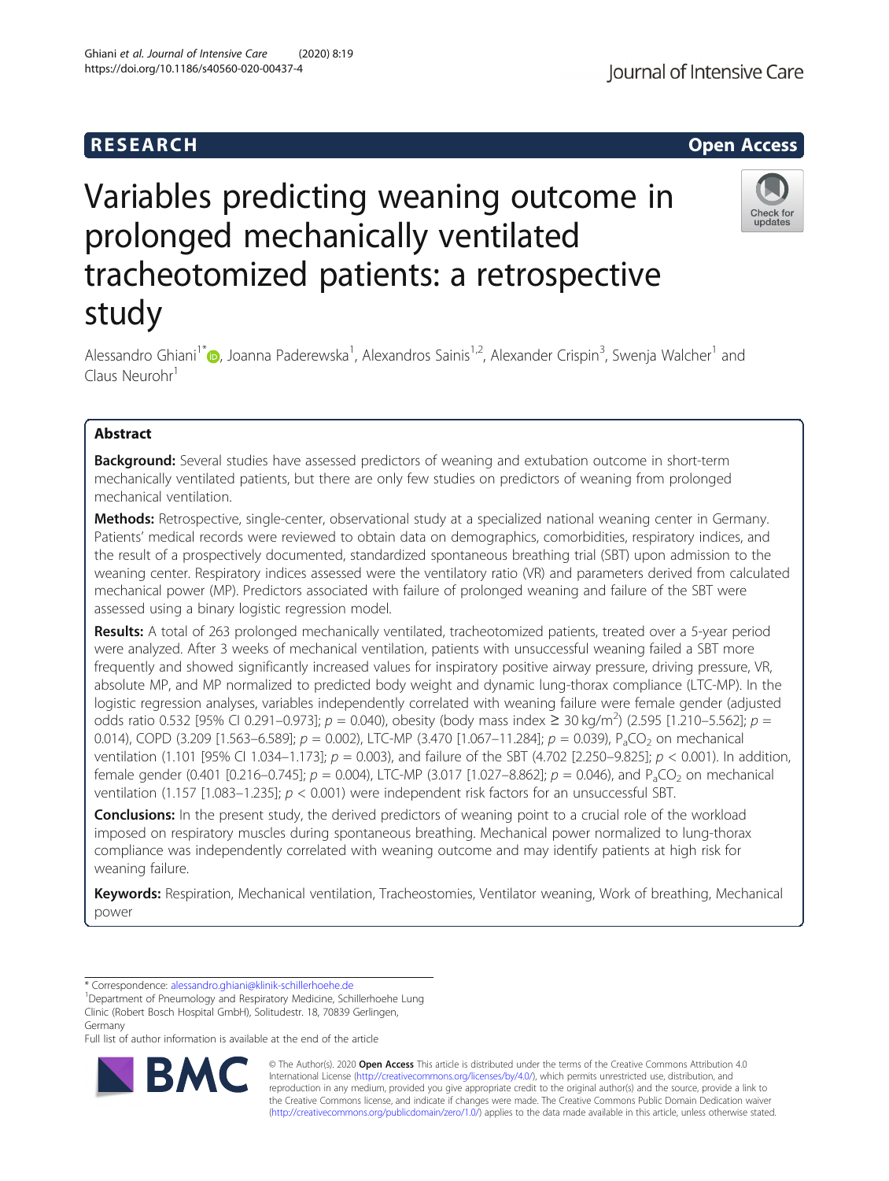RESEARCH

Open Access

# Variables predicting weaning outcome in prolonged mechanically ventilated tracheotomized patients: a retrospective study

Alessandro Ghiani[1*], Joanna Paderewska[1], Alexandros Sainis[1,2], Alexander Crispin[3], Swenja Walcher[1] and Claus Neurohr[1]

## Abstract

**Background:** Several studies have assessed predictors of weaning and extubation outcome in short-term mechanically ventilated patients, but there are only few studies on predictors of weaning from prolonged mechanical ventilation.

**Methods:** Retrospective, single-center, observational study at a specialized national weaning center in Germany. Patients' medical records were reviewed to obtain data on demographics, comorbidities, respiratory indices, and the result of a prospectively documented, standardized spontaneous breathing trial (SBT) upon admission to the weaning center. Respiratory indices assessed were the ventilatory ratio (VR) and parameters derived from calculated mechanical power (MP). Predictors associated with failure of prolonged weaning and failure of the SBT were assessed using a binary logistic regression model.

**Results:** A total of 263 prolonged mechanically ventilated, tracheotomized patients, treated over a 5-year period were analyzed. After 3 weeks of mechanical ventilation, patients with unsuccessful weaning failed a SBT more frequently and showed significantly increased values for inspiratory positive airway pressure, driving pressure, VR, absolute MP, and MP normalized to predicted body weight and dynamic lung-thorax compliance (LTC-MP). In the logistic regression analyses, variables independently correlated with weaning failure were female gender (adjusted odds ratio 0.532 [95% CI 0.291–0.973]; $p$ = 0.040), obesity (body mass index ≥ 30 kg/m$^2$) (2.595 [1.210–5.562]; $p$ = 0.014), COPD (3.209 [1.563–6.589]; $p$ = 0.002), LTC-MP (3.470 [1.067–11.284]; $p$ = 0.039), $P_aCO_2$ on mechanical ventilation (1.101 [95% CI 1.034–1.173]; $p$ = 0.003), and failure of the SBT (4.702 [2.250–9.825]; $p$ < 0.001). In addition, female gender (0.401 [0.216–0.745]; $p$ = 0.004), LTC-MP (3.017 [1.027–8.862]; $p$ = 0.046), and $P_aCO_2$ on mechanical ventilation (1.157 [1.083–1.235]; $p$ < 0.001) were independent risk factors for an unsuccessful SBT.

**Conclusions:** In the present study, the derived predictors of weaning point to a crucial role of the workload imposed on respiratory muscles during spontaneous breathing. Mechanical power normalized to lung-thorax compliance was independently correlated with weaning outcome and may identify patients at high risk for weaning failure.

**Keywords:** Respiration, Mechanical ventilation, Tracheostomies, Ventilator weaning, Work of breathing, Mechanical power

\* Correspondence: alessandro.ghiani@klinik-schillerhoehe.de

[1]Department of Pneumology and Respiratory Medicine, Schillerhoehe Lung Clinic (Robert Bosch Hospital GmbH), Solitudestr. 18, 70839 Gerlingen, Germany

Full list of author information is available at the end of the article

© The Author(s). 2020 **Open Access** This article is distributed under the terms of the Creative Commons Attribution 4.0 International License (http://creativecommons.org/licenses/by/4.0/), which permits unrestricted use, distribution, and reproduction in any medium, provided you give appropriate credit to the original author(s) and the source, provide a link to the Creative Commons license, and indicate if changes were made. The Creative Commons Public Domain Dedication waiver (http://creativecommons.org/publicdomain/zero/1.0/) applies to the data made available in this article, unless otherwise stated.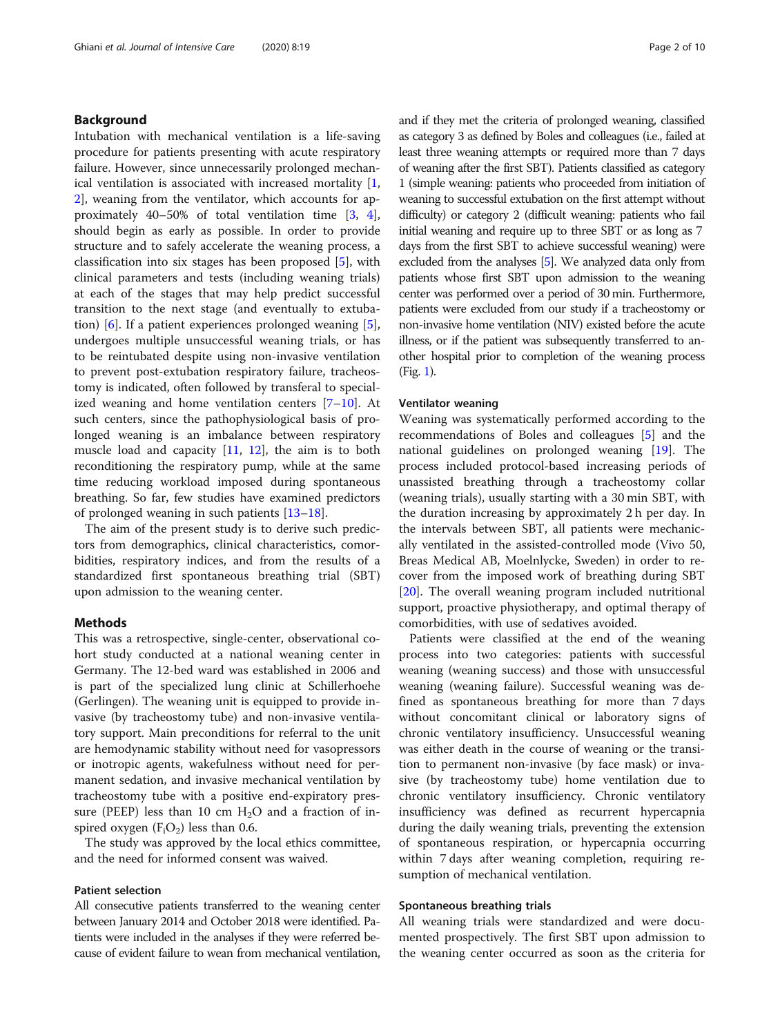## Background

Intubation with mechanical ventilation is a life-saving procedure for patients presenting with acute respiratory failure. However, since unnecessarily prolonged mechanical ventilation is associated with increased mortality [1, 2], weaning from the ventilator, which accounts for approximately 40–50% of total ventilation time [3, 4], should begin as early as possible. In order to provide structure and to safely accelerate the weaning process, a classification into six stages has been proposed [5], with clinical parameters and tests (including weaning trials) at each of the stages that may help predict successful transition to the next stage (and eventually to extubation) [6]. If a patient experiences prolonged weaning [5], undergoes multiple unsuccessful weaning trials, or has to be reintubated despite using non-invasive ventilation to prevent post-extubation respiratory failure, tracheostomy is indicated, often followed by transferal to specialized weaning and home ventilation centers [7–10]. At such centers, since the pathophysiological basis of prolonged weaning is an imbalance between respiratory muscle load and capacity [11, 12], the aim is to both reconditioning the respiratory pump, while at the same time reducing workload imposed during spontaneous breathing. So far, few studies have examined predictors of prolonged weaning in such patients [13–18].

The aim of the present study is to derive such predictors from demographics, clinical characteristics, comorbidities, respiratory indices, and from the results of a standardized first spontaneous breathing trial (SBT) upon admission to the weaning center.

## Methods

This was a retrospective, single-center, observational cohort study conducted at a national weaning center in Germany. The 12-bed ward was established in 2006 and is part of the specialized lung clinic at Schillerhoehe (Gerlingen). The weaning unit is equipped to provide invasive (by tracheostomy tube) and non-invasive ventilatory support. Main preconditions for referral to the unit are hemodynamic stability without need for vasopressors or inotropic agents, wakefulness without need for permanent sedation, and invasive mechanical ventilation by tracheostomy tube with a positive end-expiratory pressure (PEEP) less than 10 cm $H_2O$ and a fraction of inspired oxygen ($F_iO_2$) less than 0.6.

The study was approved by the local ethics committee, and the need for informed consent was waived.

### Patient selection

All consecutive patients transferred to the weaning center between January 2014 and October 2018 were identified. Patients were included in the analyses if they were referred because of evident failure to wean from mechanical ventilation, and if they met the criteria of prolonged weaning, classified as category 3 as defined by Boles and colleagues (i.e., failed at least three weaning attempts or required more than 7 days of weaning after the first SBT). Patients classified as category 1 (simple weaning: patients who proceeded from initiation of weaning to successful extubation on the first attempt without difficulty) or category 2 (difficult weaning: patients who fail initial weaning and require up to three SBT or as long as 7 days from the first SBT to achieve successful weaning) were excluded from the analyses [5]. We analyzed data only from patients whose first SBT upon admission to the weaning center was performed over a period of 30 min. Furthermore, patients were excluded from our study if a tracheostomy or non-invasive home ventilation (NIV) existed before the acute illness, or if the patient was subsequently transferred to another hospital prior to completion of the weaning process (Fig. 1).

### Ventilator weaning

Weaning was systematically performed according to the recommendations of Boles and colleagues [5] and the national guidelines on prolonged weaning [19]. The process included protocol-based increasing periods of unassisted breathing through a tracheostomy collar (weaning trials), usually starting with a 30 min SBT, with the duration increasing by approximately 2 h per day. In the intervals between SBT, all patients were mechanically ventilated in the assisted-controlled mode (Vivo 50, Breas Medical AB, Moelnlycke, Sweden) in order to recover from the imposed work of breathing during SBT [20]. The overall weaning program included nutritional support, proactive physiotherapy, and optimal therapy of comorbidities, with use of sedatives avoided.

Patients were classified at the end of the weaning process into two categories: patients with successful weaning (weaning success) and those with unsuccessful weaning (weaning failure). Successful weaning was defined as spontaneous breathing for more than 7 days without concomitant clinical or laboratory signs of chronic ventilatory insufficiency. Unsuccessful weaning was either death in the course of weaning or the transition to permanent non-invasive (by face mask) or invasive (by tracheostomy tube) home ventilation due to chronic ventilatory insufficiency. Chronic ventilatory insufficiency was defined as recurrent hypercapnia during the daily weaning trials, preventing the extension of spontaneous respiration, or hypercapnia occurring within 7 days after weaning completion, requiring resumption of mechanical ventilation.

### Spontaneous breathing trials

All weaning trials were standardized and were documented prospectively. The first SBT upon admission to the weaning center occurred as soon as the criteria for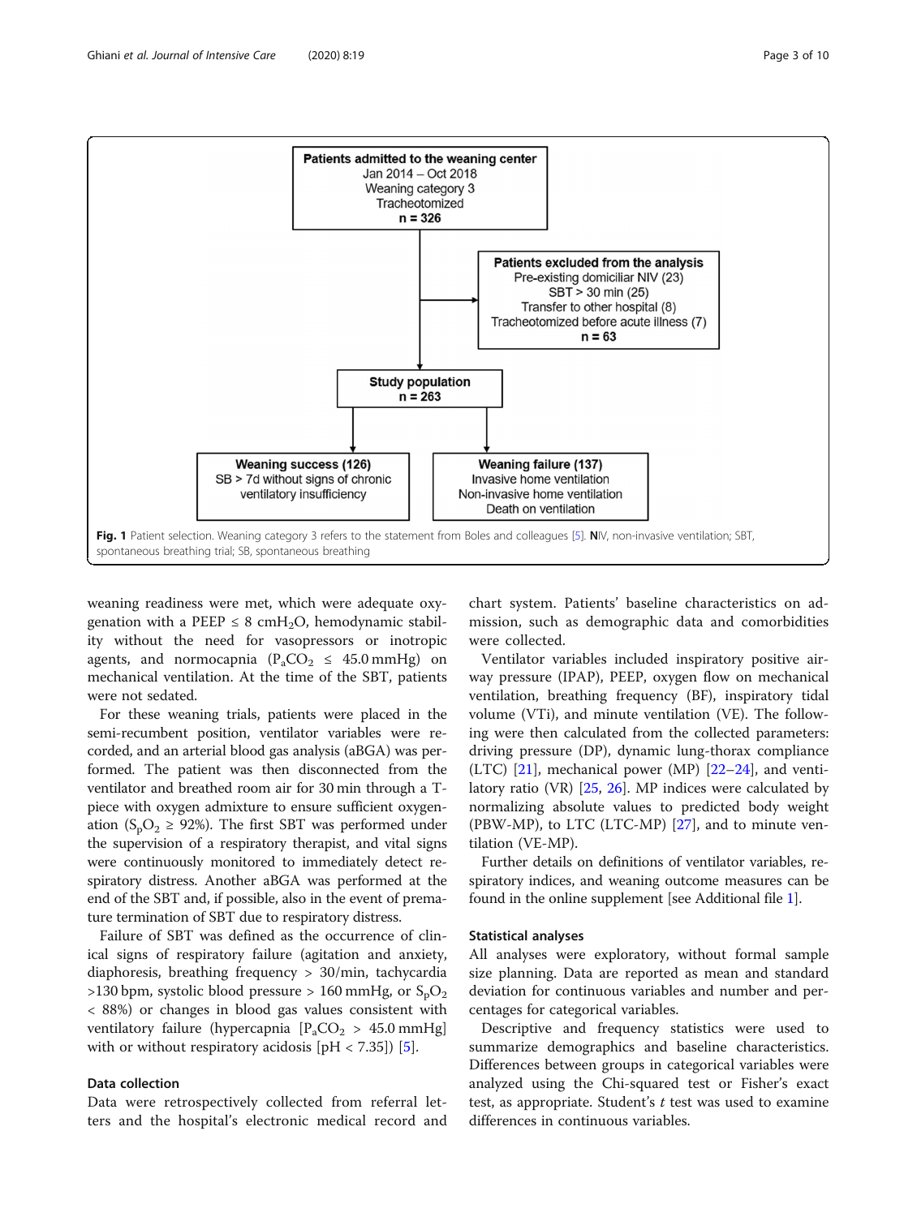Patients admitted to the weaning center
Jan 2014 – Oct 2018
Weaning category 3
Tracheotomized
n = 326

Patients excluded from the analysis
Pre-existing domiciliar NIV (23)
SBT > 30 min (25)
Transfer to other hospital (8)
Tracheotomized before acute illness (7)
n = 63

Study population
n = 263

Weaning success (126)
SB > 7d without signs of chronic ventilatory insufficiency

Weaning failure (137)
Invasive home ventilation
Non-invasive home ventilation
Death on ventilation

**Fig. 1** Patient selection. Weaning category 3 refers to the statement from Boles and colleagues [5]. NIV, non-invasive ventilation; SBT, spontaneous breathing trial; SB, spontaneous breathing

weaning readiness were met, which were adequate oxygenation with a PEEP ≤ 8 $cmH_2O$, hemodynamic stability without the need for vasopressors or inotropic agents, and normocapnia ($P_aCO_2$ ≤ 45.0 mmHg) on mechanical ventilation. At the time of the SBT, patients were not sedated.

For these weaning trials, patients were placed in the semi-recumbent position, ventilator values were recorded, and an arterial blood gas analysis (aBGA) was performed. The patient was then disconnected from the ventilator and breathed room air for 30 min through a T-piece with oxygen admixture to ensure sufficient oxygenation ($S_pO_2$ ≥ 92%). The first SBT was performed under the supervision of a respiratory therapist, and vital signs were continuously monitored to immediately detect respiratory distress. Another aBGA was performed at the end of the SBT and, if possible, also in the event of premature termination of SBT due to respiratory distress.

Failure of SBT was defined as the occurrence of clinical signs of respiratory failure (agitation and anxiety, diaphoresis, breathing frequency > 30/min, tachycardia >130 bpm, systolic blood pressure > 160 mmHg, or $S_pO_2$ < 88%) or changes in blood gas values consistent with ventilatory failure (hypercapnia [$P_aCO_2$ > 45.0 mmHg] with or without respiratory acidosis [pH < 7.35]) [5].

### Data collection

Data were retrospectively collected from referral letters and the hospital's electronic medical record and chart system. Patients' baseline characteristics on admission, such as demographic data and comorbidities were collected.

Ventilator variables included inspiratory positive airway pressure (IPAP), PEEP, oxygen flow on mechanical ventilation, breathing frequency (BF), inspiratory tidal volume (VTi), and minute ventilation (VE). The following were then calculated from the collected parameters: driving pressure (DP), dynamic lung-thorax compliance (LTC) [21], mechanical power (MP) [22–24], and ventilatory ratio (VR) [25, 26]. MP indices were calculated by normalizing absolute values to predicted body weight (PBW-MP), to LTC (LTC-MP) [27], and to minute ventilation (VE-MP).

Further details on definitions of ventilator variables, respiratory indices, and weaning outcome measures can be found in the online supplement [see Additional file 1].

### Statistical analyses

All analyses were exploratory, without formal sample size planning. Data are reported as mean and standard deviation for continuous variables and number and percentages for categorical variables.

Descriptive and frequency statistics were used to summarize demographics and baseline characteristics. Differences between groups in categorical variables were analyzed using the Chi-squared test or Fisher's exact test, as appropriate. Student's *t* test was used to examine differences in continuous variables.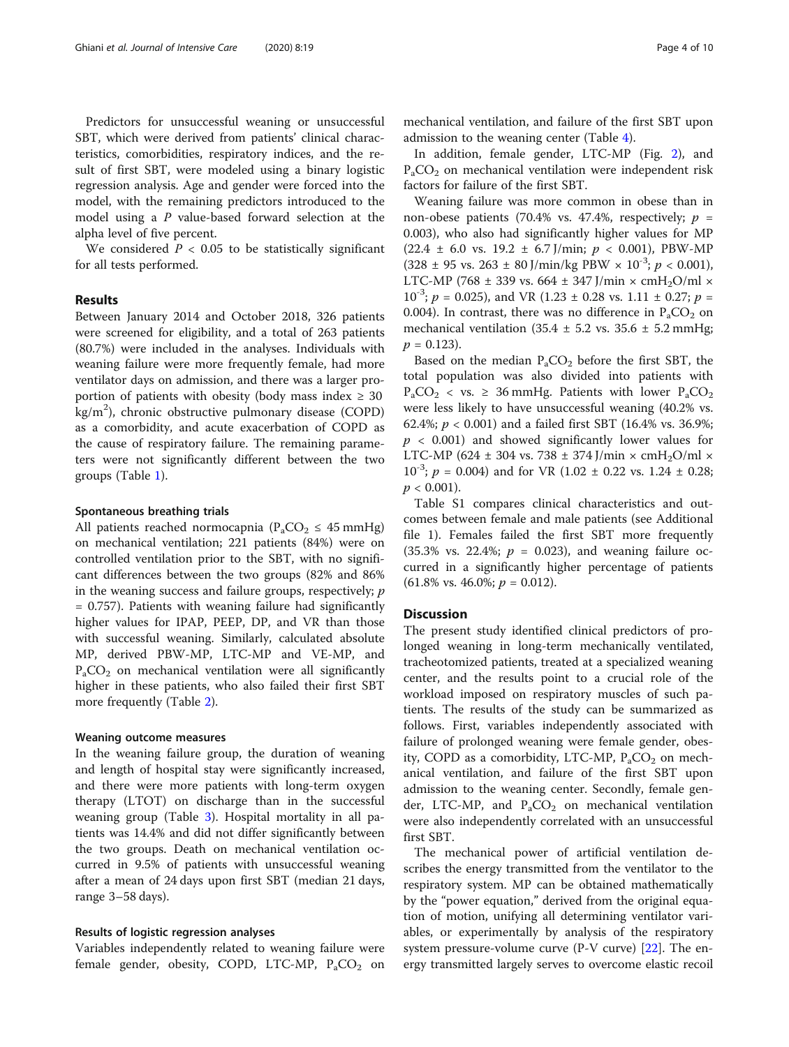Predictors for unsuccessful weaning or unsuccessful SBT, which were derived from patients' clinical characteristics, comorbidities, respiratory indices, and the result of first SBT, were modeled using a binary logistic regression analysis. Age and gender were forced into the model, with the remaining predictors introduced to the model using a $P$ value-based forward selection at the alpha level of five percent.

We considered $P < 0.05$ to be statistically significant for all tests performed.

## Results

Between January 2014 and October 2018, 326 patients were screened for eligibility, and a total of 263 patients (80.7%) were included in the analyses. Individuals with weaning failure were more frequently female, had more ventilator days on admission, and there was a larger proportion of patients with obesity (body mass index ≥ 30 kg/m$^2$), chronic obstructive pulmonary disease (COPD) as a comorbidity, and acute exacerbation of COPD as the cause of respiratory failure. The remaining parameters were not significantly different between the two groups (Table 1).

### Spontaneous breathing trials

All patients reached normocapnia ($P_aCO_2 \leq 45$ mmHg) on mechanical ventilation; 221 patients (84%) were on controlled ventilation prior to the SBT, with no significant differences between the two groups (82% and 86% in the weaning success and failure groups, respectively; $p = 0.757$). Patients with weaning failure had significantly higher values for IPAP, PEEP, DP, and VR than those with successful weaning. Similarly, calculated absolute MP, derived PBW-MP, LTC-MP and VE-MP, and $P_aCO_2$ on mechanical ventilation were all significantly higher in these patients, who also failed their first SBT more frequently (Table 2).

### Weaning outcome measures

In the weaning failure group, the duration of weaning and length of hospital stay were significantly increased, and there were more patients with long-term oxygen therapy (LTOT) on discharge than in the successful weaning group (Table 3). Hospital mortality in all patients was 14.4% and did not differ significantly between the two groups. Death on mechanical ventilation occurred in 9.5% of patients with unsuccessful weaning after a mean of 24 days upon first SBT (median 21 days, range 3–58 days).

### Results of logistic regression analyses

Variables independently related to weaning failure were female gender, obesity, COPD, LTC-MP, $P_aCO_2$ on mechanical ventilation, and failure of the first SBT upon admission to the weaning center (Table 4).

In addition, female gender, LTC-MP (Fig. 2), and $P_aCO_2$ on mechanical ventilation were independent risk factors for failure of the first SBT.

Weaning failure was more common in obese than in non-obese patients (70.4% vs. 47.4%, respectively; $p = 0.003$), who also had significantly higher values for MP (22.4 ± 6.0 vs. 19.2 ± 6.7 J/min; $p < 0.001$), PBW-MP (328 ± 95 vs. 263 ± 80 J/min/kg PBW × $10^{-3}$; $p < 0.001$), LTC-MP (768 ± 339 vs. 664 ± 347 J/min × cm$H_2O$/ml × $10^{-3}$; $p = 0.025$), and VR (1.23 ± 0.28 vs. 1.11 ± 0.27; $p = 0.004$). In contrast, there was no difference in $P_aCO_2$ on mechanical ventilation (35.4 ± 5.2 vs. 35.6 ± 5.2 mmHg; $p = 0.123$).

Based on the median $P_aCO_2$ before the first SBT, the total population was also divided into patients with $P_aCO_2$ < vs. ≥ 36 mmHg. Patients with lower $P_aCO_2$ were less likely to have unsuccessful weaning (40.2% vs. 62.4%; $p < 0.001$) and a failed first SBT (16.4% vs. 36.9%; $p < 0.001$) and showed significantly lower values for LTC-MP (624 ± 304 vs. 738 ± 374 J/min × cm$H_2O$/ml × $10^{-3}$; $p = 0.004$) and for VR (1.02 ± 0.22 vs. 1.24 ± 0.28; $p < 0.001$).

Table S1 compares clinical characteristics and outcomes between female and male patients (see Additional file 1). Females failed the first SBT more frequently (35.3% vs. 22.4%; $p = 0.023$), and weaning failure occurred in a significantly higher percentage of patients (61.8% vs. 46.0%; $p = 0.012$).

## Discussion

The present study identified clinical predictors of prolonged weaning in long-term mechanically ventilated, tracheotomized patients, treated at a specialized weaning center, and the results point to a crucial role of the workload imposed on respiratory muscles of such patients. The results of the study can be summarized as follows. First, variables independently associated with failure of prolonged weaning were female gender, obesity, COPD as a comorbidity, LTC-MP, $P_aCO_2$ on mechanical ventilation, and failure of the first SBT upon admission to the weaning center. Secondly, female gender, LTC-MP, and $P_aCO_2$ on mechanical ventilation were also independently correlated with an unsuccessful first SBT.

The mechanical power of artificial ventilation describes the energy transmitted from the ventilator to the respiratory system. MP can be obtained mathematically by the "power equation," derived from the original equation of motion, unifying all determining ventilator variables, or experimentally by analysis of the respiratory system pressure-volume curve (P-V curve) [22]. The energy transmitted largely serves to overcome elastic recoil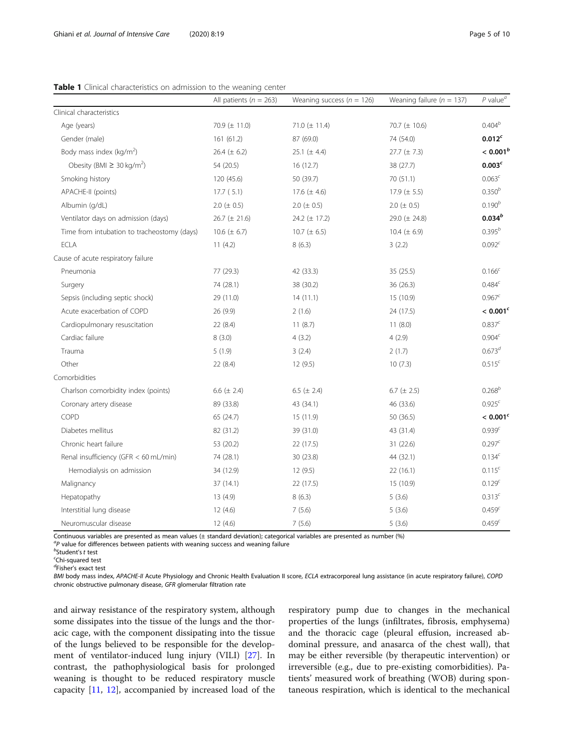**Table 1** Clinical characteristics on admission to the weaning center

| | All patients ($n$ = 263) | Weaning success ($n$ = 126) | Weaning failure ($n$ = 137) | $P$ value[a] |
|---|---|---|---|---|
| Clinical characteristics | | | | |
| Age (years) | 70.9 (± 11.0) | 71.0 (± 11.4) | 70.7 (± 10.6) | 0.404[b] |
| Gender (male) | 161 (61.2) | 87 (69.0) | 74 (54.0) | **0.012**[c] |
| Body mass index (kg/m$^2$) | 26.4 (± 6.2) | 25.1 (± 4.4) | 27.7 (± 7.3) | **< 0.001**[b] |
| Obesity (BMI ≥ 30 kg/m$^2$) | 54 (20.5) | 16 (12.7) | 38 (27.7) | **0.003**[c] |
| Smoking history | 120 (45.6) | 50 (39.7) | 70 (51.1) | 0.063[c] |
| APACHE-II (points) | 17.7 ( 5.1) | 17.6 (± 4.6) | 17.9 (± 5.5) | 0.350[b] |
| Albumin (g/dL) | 2.0 (± 0.5) | 2.0 (± 0.5) | 2.0 (± 0.5) | 0.190[b] |
| Ventilator days on admission (days) | 26.7 (± 21.6) | 24.2 (± 17.2) | 29.0 (± 24.8) | **0.034**[b] |
| Time from intubation to tracheostomy (days) | 10.6 (± 6.7) | 10.7 (± 6.5) | 10.4 (± 6.9) | 0.395[b] |
| ECLA | 11 (4.2) | 8 (6.3) | 3 (2.2) | 0.092[c] |
| Cause of acute respiratory failure | | | | |
| Pneumonia | 77 (29.3) | 42 (33.3) | 35 (25.5) | 0.166[c] |
| Surgery | 74 (28.1) | 38 (30.2) | 36 (26.3) | 0.484[c] |
| Sepsis (including septic shock) | 29 (11.0) | 14 (11.1) | 15 (10.9) | 0.967[c] |
| Acute exacerbation of COPD | 26 (9.9) | 2 (1.6) | 24 (17.5) | **< 0.001**[c] |
| Cardiopulmonary resuscitation | 22 (8.4) | 11 (8.7) | 11 (8.0) | 0.837[c] |
| Cardiac failure | 8 (3.0) | 4 (3.2) | 4 (2.9) | 0.904[c] |
| Trauma | 5 (1.9) | 3 (2.4) | 2 (1.7) | 0.673[d] |
| Other | 22 (8.4) | 12 (9.5) | 10 (7.3) | 0.515[c] |
| Comorbidities | | | | |
| Charlson comorbidity index (points) | 6.6 (± 2.4) | 6.5 (± 2.4) | 6.7 (± 2.5) | 0.268[b] |
| Coronary artery disease | 89 (33.8) | 43 (34.1) | 46 (33.6) | 0.925[c] |
| COPD | 65 (24.7) | 15 (11.9) | 50 (36.5) | **< 0.001**[c] |
| Diabetes mellitus | 82 (31.2) | 39 (31.0) | 43 (31.4) | 0.939[c] |
| Chronic heart failure | 53 (20.2) | 22 (17.5) | 31 (22.6) | 0.297[c] |
| Renal insufficiency (GFR < 60 mL/min) | 74 (28.1) | 30 (23.8) | 44 (32.1) | 0.134[c] |
| Hemodialysis on admission | 34 (12.9) | 12 (9.5) | 22 (16.1) | 0.115[c] |
| Malignancy | 37 (14.1) | 22 (17.5) | 15 (10.9) | 0.129[c] |
| Hepatopathy | 13 (4.9) | 8 (6.3) | 5 (3.6) | 0.313[c] |
| Interstitial lung disease | 12 (4.6) | 7 (5.6) | 5 (3.6) | 0.459[c] |
| Neuromuscular disease | 12 (4.6) | 7 (5.6) | 5 (3.6) | 0.459[c] |

Continuous variables are presented as mean values (± standard deviation); categorical variables are presented as number (%)
[a]$P$ value for differences between patients with weaning success and weaning failure
[b]Student's $t$ test
[c]Chi-squared test
[d]Fisher's exact test
*BMI* body mass index, *APACHE-II* Acute Physiology and Chronic Health Evaluation II score, *ECLA* extracorporeal lung assistance (in acute respiratory failure), *COPD* chronic obstructive pulmonary disease, *GFR* glomerular filtration rate

and airway resistance of the respiratory system, although some dissipates into the tissue of the lungs and the thoracic cage, with the component dissipating into the tissue of the lungs believed to be responsible for the development of ventilator-induced lung injury (VILI) [27]. In contrast, the pathophysiological basis for prolonged weaning is thought to be reduced respiratory muscle capacity [11, 12], accompanied by increased load of the respiratory pump due to changes in the mechanical properties of the lungs (infiltrates, fibrosis, emphysema) and the thoracic cage (pleural effusion, increased abdominal pressure, and anasarca of the chest wall), that may be either reversible (by therapeutic intervention) or irreversible (e.g., due to pre-existing comorbidities). Patients' measured work of breathing (WOB) during spontaneous respiration, which is identical to the mechanical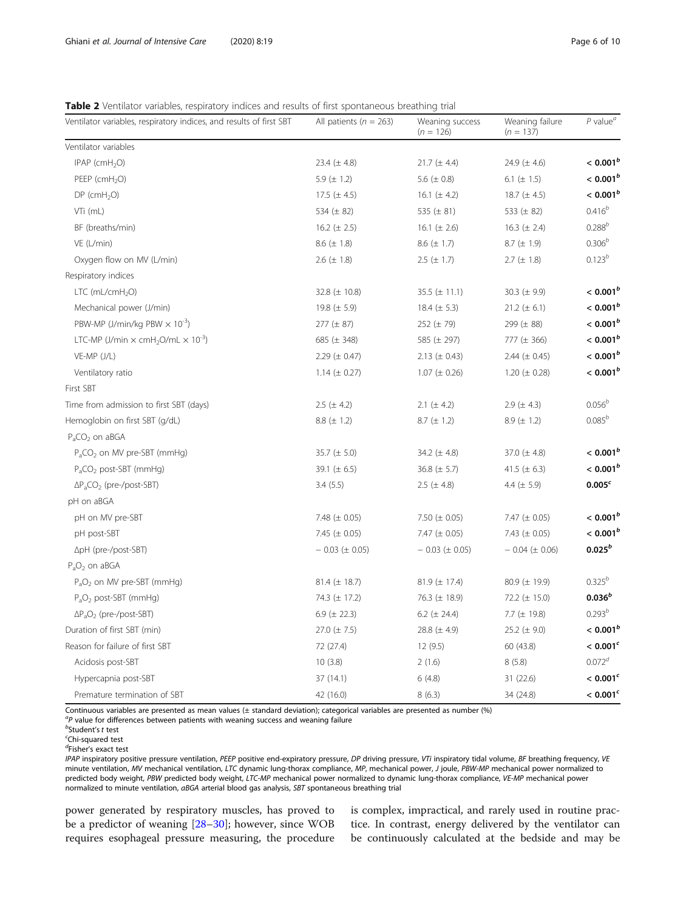**Table 2** Ventilator variables, respiratory indices and results of first spontaneous breathing trial

| Ventilator variables, respiratory indices, and results of first SBT | All patients ($n$ = 263) | Weaning success ($n$ = 126) | Weaning failure ($n$ = 137) | $P$ value[a] |
|---|---|---|---|---|
| Ventilator variables | | | | |
| IPAP (cm$H_2O$) | 23.4 (± 4.8) | 21.7 (± 4.4) | 24.9 (± 4.6) | **< 0.001**[b] |
| PEEP (cm$H_2O$) | 5.9 (± 1.2) | 5.6 (± 0.8) | 6.1 (± 1.5) | **< 0.001**[b] |
| DP (cm$H_2O$) | 17.5 (± 4.5) | 16.1 (± 4.2) | 18.7 (± 4.5) | **< 0.001**[b] |
| VTi (mL) | 534 (± 82) | 535 (± 81) | 533 (± 82) | 0.416[b] |
| BF (breaths/min) | 16.2 (± 2.5) | 16.1 (± 2.6) | 16.3 (± 2.4) | 0.288[b] |
| VE (L/min) | 8.6 (± 1.8) | 8.6 (± 1.7) | 8.7 (± 1.9) | 0.306[b] |
| Oxygen flow on MV (L/min) | 2.6 (± 1.8) | 2.5 (± 1.7) | 2.7 (± 1.8) | 0.123[b] |
| Respiratory indices | | | | |
| LTC (mL/cm$H_2O$) | 32.8 (± 10.8) | 35.5 (± 11.1) | 30.3 (± 9.9) | **< 0.001**[b] |
| Mechanical power (J/min) | 19.8 (± 5.9) | 18.4 (± 5.3) | 21.2 (± 6.1) | **< 0.001**[b] |
| PBW-MP (J/min/kg PBW × $10^{-3}$) | 277 (± 87) | 252 (± 79) | 299 (± 88) | **< 0.001**[b] |
| LTC-MP (J/min × cm$H_2O$/mL × $10^{-3}$) | 685 (± 348) | 585 (± 297) | 777 (± 366) | **< 0.001**[b] |
| VE-MP (J/L) | 2.29 (± 0.47) | 2.13 (± 0.43) | 2.44 (± 0.45) | **< 0.001**[b] |
| Ventilatory ratio | 1.14 (± 0.27) | 1.07 (± 0.26) | 1.20 (± 0.28) | **< 0.001**[b] |
| First SBT | | | | |
| Time from admission to first SBT (days) | 2.5 (± 4.2) | 2.1 (± 4.2) | 2.9 (± 4.3) | 0.056[b] |
| Hemoglobin on first SBT (g/dL) | 8.8 (± 1.2) | 8.7 (± 1.2) | 8.9 (± 1.2) | 0.085[b] |
| $P_aCO_2$ on aBGA | | | | |
| $P_aCO_2$ on MV pre-SBT (mmHg) | 35.7 (± 5.0) | 34.2 (± 4.8) | 37.0 (± 4.8) | **< 0.001**[b] |
| $P_aCO_2$ post-SBT (mmHg) | 39.1 (± 6.5) | 36.8 (± 5.7) | 41.5 (± 6.3) | **< 0.001**[b] |
| $\Delta P_aCO_2$ (pre-/post-SBT) | 3.4 (5.5) | 2.5 (± 4.8) | 4.4 (± 5.9) | **0.005**[c] |
| pH on aBGA | | | | |
| pH on MV pre-SBT | 7.48 (± 0.05) | 7.50 (± 0.05) | 7.47 (± 0.05) | **< 0.001**[b] |
| pH post-SBT | 7.45 (± 0.05) | 7.47 (± 0.05) | 7.43 (± 0.05) | **< 0.001**[b] |
| ΔpH (pre-/post-SBT) | − 0.03 (± 0.05) | − 0.03 (± 0.05) | − 0.04 (± 0.06) | **0.025**[b] |
| $P_aO_2$ on aBGA | | | | |
| $P_aO_2$ on MV pre-SBT (mmHg) | 81.4 (± 18.7) | 81.9 (± 17.4) | 80.9 (± 19.9) | 0.325[b] |
| $P_aO_2$ post-SBT (mmHg) | 74.3 (± 17.2) | 76.3 (± 18.9) | 72.2 (± 15.0) | **0.036**[b] |
| $\Delta P_aO_2$ (pre-/post-SBT) | 6.9 (± 22.3) | 6.2 (± 24.4) | 7.7 (± 19.8) | 0.293[b] |
| Duration of first SBT (min) | 27.0 (± 7.5) | 28.8 (± 4.9) | 25.2 (± 9.0) | **< 0.001**[b] |
| Reason for failure of first SBT | 72 (27.4) | 12 (9.5) | 60 (43.8) | **< 0.001**[c] |
| Acidosis post-SBT | 10 (3.8) | 2 (1.6) | 8 (5.8) | 0.072[d] |
| Hypercapnia post-SBT | 37 (14.1) | 6 (4.8) | 31 (22.6) | **< 0.001**[c] |
| Premature termination of SBT | 42 (16.0) | 8 (6.3) | 34 (24.8) | **< 0.001**[c] |

Continuous variables are presented as mean values (± standard deviation); categorical variables are presented as number (%)

[a] $P$ value for differences between patients with weaning success and weaning failure

[b] Student's $t$ test

[c] Chi-squared test

[d] Fisher's exact test

*IPAP* inspiratory positive pressure ventilation, *PEEP* positive end-expiratory pressure, *DP* driving pressure, *VTi* inspiratory tidal volume, *BF* breathing frequency, *VE* minute ventilation, *MV* mechanical ventilation, *LTC* dynamic lung-thorax compliance, *MP*, mechanical power, *J* joule, *PBW-MP* mechanical power normalized to predicted body weight, *PBW* predicted body weight, *LTC-MP* mechanical power normalized to dynamic lung-thorax compliance, *VE-MP* mechanical power normalized to minute ventilation, *aBGA* arterial blood gas analysis, *SBT* spontaneous breathing trial

power generated by respiratory muscles, has proved to be a predictor of weaning [28–30]; however, since WOB requires esophageal pressure measuring, the procedure is complex, impractical, and rarely used in routine practice. In contrast, energy delivered by the ventilator can be continuously calculated at the bedside and may be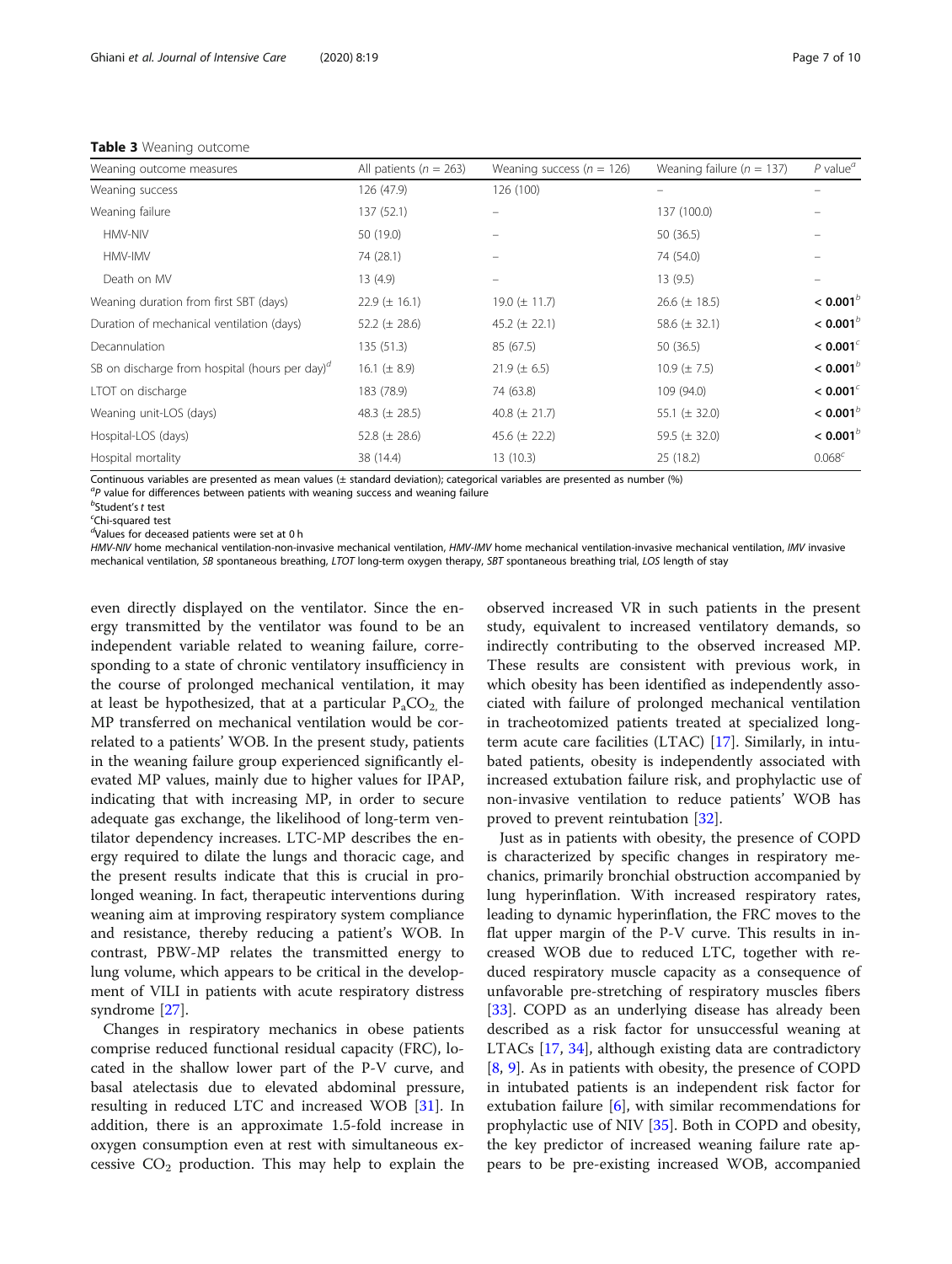**Table 3** Weaning outcome

| Weaning outcome measures | All patients ($n$ = 263) | Weaning success ($n$ = 126) | Weaning failure ($n$ = 137) | $P$ value[a] |
|---|---|---|---|---|
| Weaning success | 126 (47.9) | 126 (100) | – | – |
| Weaning failure | 137 (52.1) | – | 137 (100.0) | – |
| HMV-NIV | 50 (19.0) | – | 50 (36.5) | – |
| HMV-IMV | 74 (28.1) | – | 74 (54.0) | – |
| Death on MV | 13 (4.9) | – | 13 (9.5) | – |
| Weaning duration from first SBT (days) | 22.9 (± 16.1) | 19.0 (± 11.7) | 26.6 (± 18.5) | **< 0.001**[b] |
| Duration of mechanical ventilation (days) | 52.2 (± 28.6) | 45.2 (± 22.1) | 58.6 (± 32.1) | **< 0.001**[b] |
| Decannulation | 135 (51.3) | 85 (67.5) | 50 (36.5) | **< 0.001**[c] |
| SB on discharge from hospital (hours per day)[d] | 16.1 (± 8.9) | 21.9 (± 6.5) | 10.9 (± 7.5) | **< 0.001**[b] |
| LTOT on discharge | 183 (78.9) | 74 (63.8) | 109 (94.0) | **< 0.001**[c] |
| Weaning unit-LOS (days) | 48.3 (± 28.5) | 40.8 (± 21.7) | 55.1 (± 32.0) | **< 0.001**[b] |
| Hospital-LOS (days) | 52.8 (± 28.6) | 45.6 (± 22.2) | 59.5 (± 32.0) | **< 0.001**[b] |
| Hospital mortality | 38 (14.4) | 13 (10.3) | 25 (18.2) | 0.068[c] |

Continuous variables are presented as mean values (± standard deviation); categorical variables are presented as number (%)
[a]$P$ value for differences between patients with weaning success and weaning failure
[b]Student's $t$ test
[c]Chi-squared test
[d]Values for deceased patients were set at 0 h
*HMV-NIV* home mechanical ventilation-non-invasive mechanical ventilation, *HMV-IMV* home mechanical ventilation-invasive mechanical ventilation, *IMV* invasive mechanical ventilation, *SB* spontaneous breathing, *LTOT* long-term oxygen therapy, *SBT* spontaneous breathing trial, *LOS* length of stay

even directly displayed on the ventilator. Since the energy transmitted by the ventilator was found to be an independent variable related to weaning failure, corresponding to a state of chronic ventilatory insufficiency in the course of prolonged mechanical ventilation, it may at least be hypothesized, that at a particular $P_aCO_2$, the MP transferred on mechanical ventilation would be correlated to a patients' WOB. In the present study, patients in the weaning failure group experienced significantly elevated MP values, mainly due to higher values for IPAP, indicating that with increasing MP, in order to secure adequate gas exchange, the likelihood of long-term ventilator dependency increases. LTC-MP describes the energy required to dilate the lungs and thoracic cage, and the present results indicate that this is crucial in prolonged weaning. In fact, therapeutic interventions during weaning aim at improving respiratory system compliance and resistance, thereby reducing a patient's WOB. In contrast, PBW-MP relates the transmitted energy to lung volume, which appears to be critical in the development of VILI in patients with acute respiratory distress syndrome [27].

Changes in respiratory mechanics in obese patients comprise reduced functional residual capacity (FRC), located in the shallow lower part of the P-V curve, and basal atelectasis due to elevated abdominal pressure, resulting in reduced LTC and increased WOB [31]. In addition, there is an approximate 1.5-fold increase in oxygen consumption even at rest with simultaneous excessive $CO_2$ production. This may help to explain the observed increased VR in such patients in the present study, equivalent to increased ventilatory demands, so indirectly contributing to the observed increased MP. These results are consistent with previous work, in which obesity has been identified as independently associated with failure of prolonged mechanical ventilation in tracheotomized patients treated at specialized long-term acute care facilities (LTAC) [17]. Similarly, in intubated patients, obesity is independently associated with increased extubation failure risk, and prophylactic use of non-invasive ventilation to reduce patients' WOB has proved to prevent reintubation [32].

Just as in patients with obesity, the presence of COPD is characterized by specific changes in respiratory mechanics, primarily bronchial obstruction accompanied by lung hyperinflation. With increased respiratory rates, leading to dynamic hyperinflation, the FRC moves to the flat upper margin of the P-V curve. This results in increased WOB due to reduced LTC, together with reduced respiratory muscle capacity as a consequence of unfavorable pre-stretching of respiratory muscles fibers [33]. COPD as an underlying disease has already been described as a risk factor for unsuccessful weaning at LTACs [17, 34], although existing data are contradictory [8, 9]. As in patients with obesity, the presence of COPD in intubated patients is an independent risk factor for extubation failure [6], with similar recommendations for prophylactic use of NIV [35]. Both in COPD and obesity, the key predictor of increased weaning failure rate appears to be pre-existing increased WOB, accompanied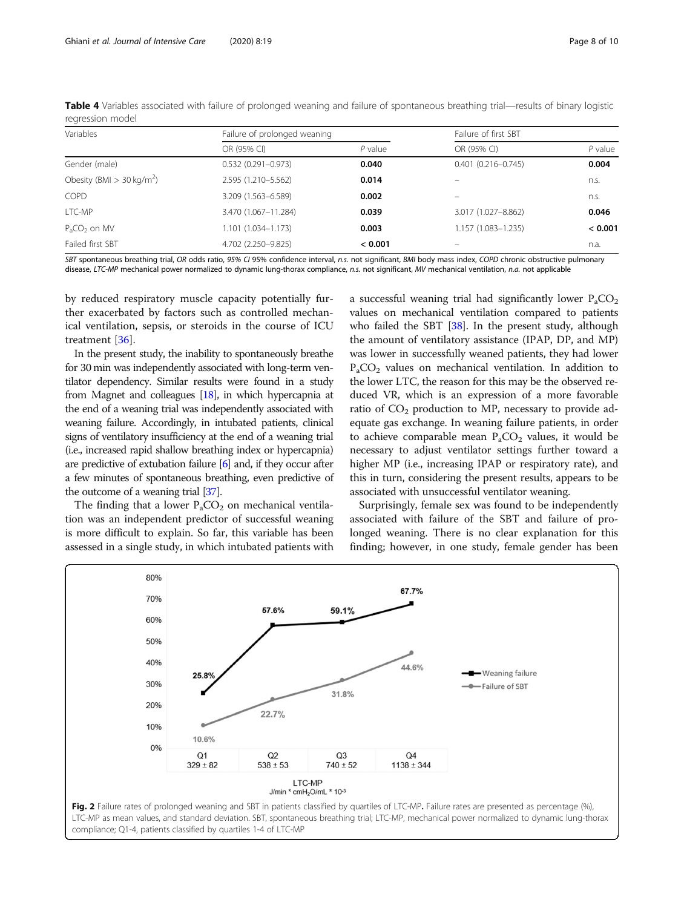**Table 4** Variables associated with failure of prolonged weaning and failure of spontaneous breathing trial—results of binary logistic regression model

| Variables | Failure of prolonged weaning | | Failure of first SBT | |
|---|---|---|---|---|
| | OR (95% CI) | *P* value | OR (95% CI) | *P* value |
| Gender (male) | 0.532 (0.291–0.973) | **0.040** | 0.401 (0.216–0.745) | **0.004** |
| Obesity (BMI > 30 kg/m$^2$) | 2.595 (1.210–5.562) | **0.014** | – | n.s. |
| COPD | 3.209 (1.563–6.589) | **0.002** | – | n.s. |
| LTC-MP | 3.470 (1.067–11.284) | **0.039** | 3.017 (1.027–8.862) | **0.046** |
| $P_aCO_2$ on MV | 1.101 (1.034–1.173) | **0.003** | 1.157 (1.083–1.235) | **< 0.001** |
| Failed first SBT | 4.702 (2.250–9.825) | **< 0.001** | – | n.a. |

*SBT* spontaneous breathing trial, *OR* odds ratio, *95% CI* 95% confidence interval, *n.s.* not significant, *BMI* body mass index, *COPD* chronic obstructive pulmonary disease, *LTC-MP* mechanical power normalized to dynamic lung-thorax compliance, *n.s.* not significant, *MV* mechanical ventilation, *n.a.* not applicable

by reduced respiratory muscle capacity potentially further exacerbated by factors such as controlled mechanical ventilation, sepsis, or steroids in the course of ICU treatment [36].

In the present study, the inability to spontaneously breathe for 30 min was independently associated with long-term ventilator dependency. Similar results were found in a study from Magnet and colleagues [18], in which hypercapnia at the end of a weaning trial was independently associated with weaning failure. Accordingly, in intubated patients, clinical signs of ventilatory insufficiency at the end of a weaning trial (i.e., increased rapid shallow breathing index or hypercapnia) are predictive of extubation failure [6] and, if they occur after a few minutes of spontaneous breathing, even predictive of the outcome of a weaning trial [37].

The finding that a lower $P_aCO_2$ on mechanical ventilation was an independent predictor of successful weaning is more difficult to explain. So far, this variable has been assessed in a single study, in which intubated patients with a successful weaning trial had significantly lower $P_aCO_2$ values on mechanical ventilation compared to patients who failed the SBT [38]. In the present study, although the amount of ventilatory assistance (IPAP, DP, and MP) was lower in successfully weaned patients, they had lower $P_aCO_2$ values on mechanical ventilation. In addition to the lower LTC, the reason for this may be the observed reduced VR, which is an expression of a more favorable ratio of $CO_2$ production to MP, necessary to provide adequate gas exchange. In weaning failure patients, in order to achieve comparable mean $P_aCO_2$ values, it would be necessary to adjust ventilator settings further toward a higher MP (i.e., increasing IPAP or respiratory rate), and this in turn, considering the present results, appears to be associated with unsuccessful ventilator weaning.

Surprisingly, female sex was found to be independently associated with failure of the SBT and failure of prolonged weaning. There is no clear explanation for this finding; however, in one study, female gender has been

**Fig. 2** Failure rates of prolonged weaning and SBT in patients classified by quartiles of LTC-MP**.** Failure rates are presented as percentage (%), LTC-MP as mean values, and standard deviation. SBT, spontaneous breathing trial; LTC-MP, mechanical power normalized to dynamic lung-thorax compliance; Q1-4, patients classified by quartiles 1-4 of LTC-MP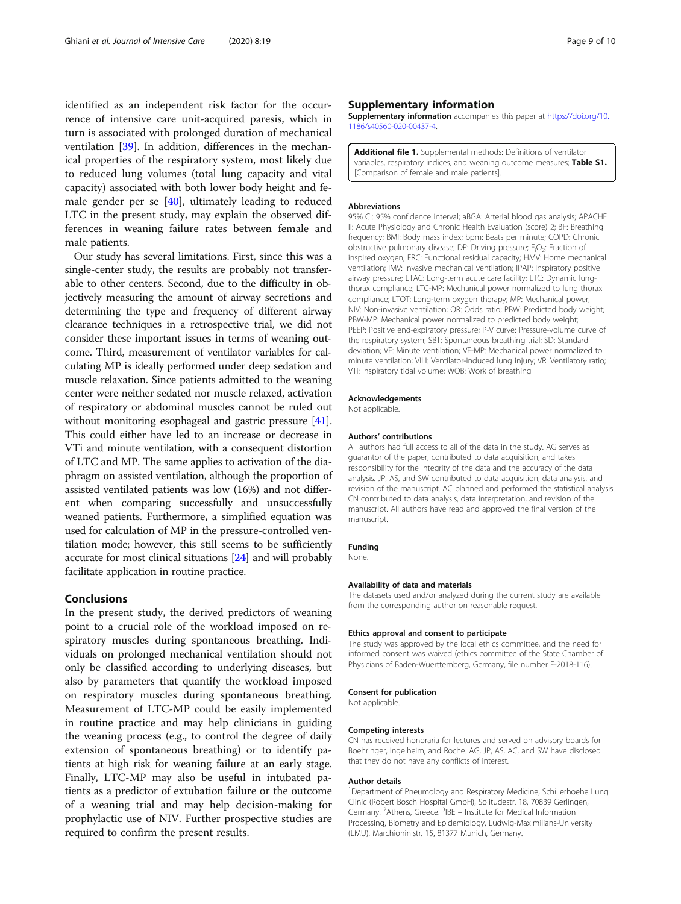identified as an independent risk factor for the occurrence of intensive care unit-acquired paresis, which in turn is associated with prolonged duration of mechanical ventilation [39]. In addition, differences in the mechanical properties of the respiratory system, most likely due to reduced lung volumes (total lung capacity and vital capacity) associated with both lower body height and female gender per se [40], ultimately leading to reduced LTC in the present study, may explain the observed differences in weaning failure rates between female and male patients.

Our study has several limitations. First, since this was a single-center study, the results are probably not transferable to other centers. Second, due to the difficulty in objectively measuring the amount of airway secretions and determining the type and frequency of different airway clearance techniques in a retrospective trial, we did not consider these important issues in terms of weaning outcome. Third, measurement of ventilator variables for calculating MP is ideally performed under deep sedation and muscle relaxation. Since patients admitted to the weaning center were neither sedated nor muscle relaxed, activation of respiratory or abdominal muscles cannot be ruled out without monitoring esophageal and gastric pressure [41]. This could either have led to an increase or decrease in VTi and minute ventilation, with a consequent distortion of LTC and MP. The same applies to activation of the diaphragm on assisted ventilation, although the proportion of assisted ventilated patients was low (16%) and not different when comparing successfully and unsuccessfully weaned patients. Furthermore, a simplified equation was used for calculation of MP in the pressure-controlled ventilation mode; however, this still seems to be sufficiently accurate for most clinical situations [24] and will probably facilitate application in routine practice.

## Conclusions

In the present study, the derived predictors of weaning point to a crucial role of the workload imposed on respiratory muscles during spontaneous breathing. Individuals on prolonged mechanical ventilation should not only be classified according to underlying diseases, but also by parameters that quantify the workload imposed on respiratory muscles during spontaneous breathing. Measurement of LTC-MP could be easily implemented in routine practice and may help clinicians in guiding the weaning process (e.g., to control the degree of daily extension of spontaneous breathing) or to identify patients at high risk for weaning failure at an early stage. Finally, LTC-MP may also be useful in intubated patients as a predictor of extubation failure or the outcome of a weaning trial and may help decision-making for prophylactic use of NIV. Further prospective studies are required to confirm the present results.

## Supplementary information

**Supplementary information** accompanies this paper at https://doi.org/10.1186/s40560-020-00437-4.

**Additional file 1.** Supplemental methods: Definitions of ventilator variables, respiratory indices, and weaning outcome measures; **Table S1.** [Comparison of female and male patients].

#### Abbreviations

95% CI: 95% confidence interval; aBGA: Arterial blood gas analysis; APACHE II: Acute Physiology and Chronic Health Evaluation (score) 2; BF: Breathing frequency; BMI: Body mass index; bpm: Beats per minute; COPD: Chronic obstructive pulmonary disease; DP: Driving pressure; $F_IO_2$: Fraction of inspired oxygen; FRC: Functional residual capacity; HMV: Home mechanical ventilation; IMV: Invasive mechanical ventilation; IPAP: Inspiratory positive airway pressure; LTAC: Long-term acute care facility; LTC: Dynamic lung-thorax compliance; LTC-MP: Mechanical power normalized to lung thorax compliance; LTOT: Long-term oxygen therapy; MP: Mechanical power; NIV: Non-invasive ventilation; OR: Odds ratio; PBW: Predicted body weight; PBW-MP: Mechanical power normalized to predicted body weight; PEEP: Positive end-expiratory pressure; P-V curve: Pressure-volume curve of the respiratory system; SBT: Spontaneous breathing trial; SD: Standard deviation; VE: Minute ventilation; VE-MP: Mechanical power normalized to minute ventilation; VILI: Ventilator-induced lung injury; VR: Ventilatory ratio; VTi: Inspiratory tidal volume; WOB: Work of breathing

#### Acknowledgements

Not applicable.

#### Authors' contributions

All authors had full access to all of the data in the study. AG serves as guarantor of the paper, contributed to data acquisition, and takes responsibility for the integrity of the data and the accuracy of the data analysis. JP, AS, and SW contributed to data acquisition, data analysis, and revision of the manuscript. AC planned and performed the statistical analysis. CN contributed to data analysis, data interpretation, and revision of the manuscript. All authors have read and approved the final version of the manuscript.

#### Funding

None.

#### Availability of data and materials

The datasets used and/or analyzed during the current study are available from the corresponding author on reasonable request.

#### Ethics approval and consent to participate

The study was approved by the local ethics committee, and the need for informed consent was waived (ethics committee of the State Chamber of Physicians of Baden-Wuerttemberg, Germany, file number F-2018-116).

#### Consent for publication

Not applicable.

#### Competing interests

CN has received honoraria for lectures and served on advisory boards for Boehringer, Ingelheim, and Roche. AG, JP, AS, AC, and SW have disclosed that they do not have any conflicts of interest.

#### Author details

[1]Department of Pneumology and Respiratory Medicine, Schillerhoehe Lung Clinic (Robert Bosch Hospital GmbH), Solitudestr. 18, 70839 Gerlingen, Germany. [2]Athens, Greece. [3]IBE – Institute for Medical Information Processing, Biometry and Epidemiology, Ludwig-Maximilians-University (LMU), Marchioninistr. 15, 81377 Munich, Germany.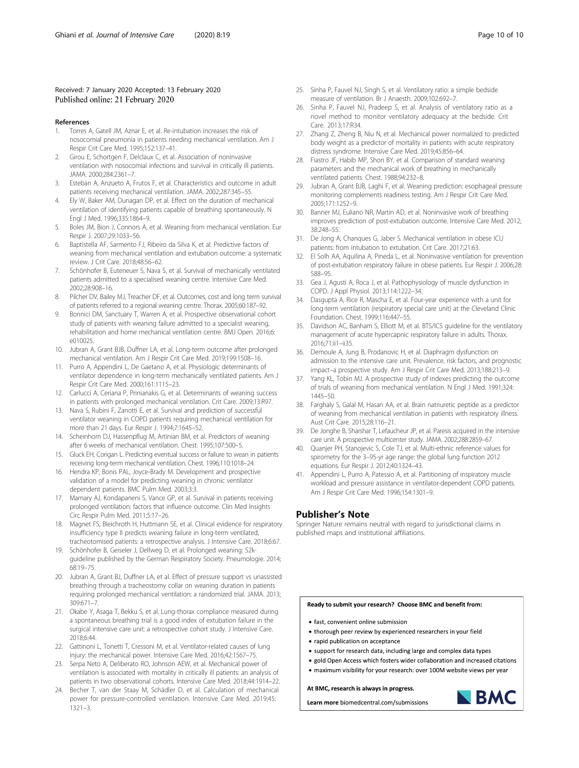Received: 7 January 2020 Accepted: 13 February 2020
Published online: 21 February 2020

## References

1. Torres A, Gatell JM, Aznar E, et al. Re-intubation increases the risk of nosocomial pneumonia in patients needing mechanical ventilation. Am J Respir Crit Care Med. 1995;152:137–41.
2. Girou E, Schortgen F, Delclaux C, et al. Association of noninvasive ventilation with nosocomial infections and survival in critically ill patients. JAMA. 2000;284:2361–7.
3. Esteban A, Anzueto A, Frutos F, et al. Characteristics and outcome in adult patients receiving mechanical ventilation. JAMA. 2002;287:345–55.
4. Ely W, Baker AM, Dunagan DP, et al. Effect on the duration of mechanical ventilation of identifying patients capable of breathing spontaneously. N Engl J Med. 1996;335:1864–9.
5. Boles JM, Bion J, Connors A, et al. Weaning from mechanical ventilation. Eur Respir J. 2007;29:1033–56.
6. Baptistella AF, Sarmento FJ, Ribeiro da Silva K, et al. Predictive factors of weaning from mechanical ventilation and extubation outcome: a systematic review. J Crit Care. 2018;48:56–62.
7. Schönhofer B, Euteneuer S, Nava S, et al. Survival of mechanically ventilated patients admitted to a specialised weaning centre. Intensive Care Med. 2002;28:908–16.
8. Pilcher DV, Bailey MJ, Treacher DF, et al. Outcomes, cost and long term survival of patients referred to a regional weaning centre. Thorax. 2005;60:187–92.
9. Bonnici DM, Sanctuary T, Warren A, et al. Prospective observational cohort study of patients with weaning failure admitted to a specialist weaning, rehabilitation and home mechanical ventilation centre. BMJ Open. 2016;6:e010025.
10. Jubran A, Grant BJB, Duffner LA, et al. Long-term outcome after prolonged mechanical ventilation. Am J Respir Crit Care Med. 2019;199:1508–16.
11. Purro A, Appendini L, De Gaetano A, et al. Physiologic determinants of ventilator dependence in long-term mechanically ventilated patients. Am J Respir Crit Care Med. 2000;161:1115–23.
12. Carlucci A, Ceriana P, Prinianakis G, et al. Determinants of weaning success in patients with prolonged mechanical ventilation. Crit Care. 2009;13:R97.
13. Nava S, Rubini F, Zanotti E, et al. Survival and prediction of successful ventilator weaning in COPD patients requiring mechanical ventilation for more than 21 days. Eur Respir J. 1994;7:1645–52.
14. Scheinhorn DJ, Hassenpflug M, Artinian BM, et al. Predictors of weaning after 6 weeks of mechanical ventilation. Chest. 1995;107:500–5.
15. Gluck EH, Corigan L. Predicting eventual success or failure to wean in patients receiving long-term mechanical ventilation. Chest. 1996;110:1018–24.
16. Hendra KP, Bonis PAL, Joyce-Brady M. Development and prospective validation of a model for predicting weaning in chronic ventilator dependent patients. BMC Pulm Med. 2003;3:3.
17. Mamary AJ, Kondapaneni S, Vance GP, et al. Survival in patients receiving prolonged ventilation: factors that influence outcome. Clin Med Insights Circ Respir Pulm Med. 2011;5:17–26.
18. Magnet FS, Bleichroth H, Huttmann SE, et al. Clinical evidence for respiratory insufficiency type II predicts weaning failure in long-term ventilated, tracheotomised patients: a retrospective analysis. J Intensive Care. 2018;6:67.
19. Schönhofer B, Geiseler J, Dellweg D, et al. Prolonged weaning: S2k-guideline published by the German Respiratory Society. Pneumologie. 2014;68:19–75.
20. Jubran A, Grant BJ, Duffner LA, et al. Effect of pressure support vs unassisted breathing through a tracheostomy collar on weaning duration in patients requiring prolonged mechanical ventilation: a randomized trial. JAMA. 2013;309:671–7.
21. Okabe Y, Asaga T, Bekku S, et al. Lung-thorax compliance measured during a spontaneous breathing trial is a good index of extubation failure in the surgical intensive care unit: a retrospective cohort study. J Intensive Care. 2018;6:44.
22. Gattinoni L, Tonetti T, Cressoni M, et al. Ventilator-related causes of lung injury: the mechanical power. Intensive Care Med. 2016;42:1567–75.
23. Serpa Neto A, Deliberato RO, Johnson AEW, et al. Mechanical power of ventilation is associated with mortality in critically ill patients: an analysis of patients in two observational cohorts. Intensive Care Med. 2018;44:1914–22.
24. Becher T, van der Staay M, Schädler D, et al. Calculation of mechanical power for pressure-controlled ventilation. Intensive Care Med. 2019;45:1321–3.
25. Sinha P, Fauvel NJ, Singh S, et al. Ventilatory ratio: a simple bedside measure of ventilation. Br J Anaesth. 2009;102:692–7.
26. Sinha P, Fauvel NJ, Pradeep S, et al. Analysis of ventilatory ratio as a novel method to monitor ventilatory adequacy at the bedside. Crit Care. 2013;17:R34.
27. Zhang Z, Zheng B, Niu N, et al. Mechanical power normalized to predicted body weight as a predictor of mortality in patients with acute respiratory distress syndrome. Intensive Care Med. 2019;45:856–64.
28. Fiastro JF, Habib MP, Shon BY, et al. Comparison of standard weaning parameters and the mechanical work of breathing in mechanically ventilated patients. Chest. 1988;94:232–8.
29. Jubran A, Grant BJB, Laghi F, et al. Weaning prediction: esophageal pressure monitoring complements readiness testing. Am J Respir Crit Care Med. 2005;171:1252–9.
30. Banner MJ, Euliano NR, Martin AD, et al. Noninvasive work of breathing improves prediction of post-extubation outcome. Intensive Care Med. 2012;38:248–55.
31. De Jong A, Chanques G, Jaber S. Mechanical ventilation in obese ICU patients: from intubation to extubation. Crit Care. 2017;21:63.
32. El Solh AA, Aquilina A, Pineda L, et al. Noninvasive ventilation for prevention of post-extubation respiratory failure in obese patients. Eur Respir J. 2006;28:588–95.
33. Gea J, Agusti A, Roca J, et al. Pathophysiology of muscle dysfunction in COPD. J Appl Physiol. 2013;114:1222–34.
34. Dasgupta A, Rice R, Mascha E, et al. Four-year experience with a unit for long-term ventilation (respiratory special care unit) at the Cleveland Clinic Foundation. Chest. 1999;116:447–55.
35. Davidson AC, Banham S, Elliott M, et al. BTS/ICS guideline for the ventilatory management of acute hypercapnic respiratory failure in adults. Thorax. 2016;71:ii1–ii35.
36. Demoule A, Jung B, Prodanovic H, et al. Diaphragm dysfunction on admission to the intensive care unit. Prevalence, risk factors, and prognostic impact–a prospective study. Am J Respir Crit Care Med. 2013;188:213–9.
37. Yang KL, Tobin MJ. A prospective study of indexes predicting the outcome of trials of weaning from mechanical ventilation. N Engl J Med. 1991;324:1445–50.
38. Farghaly S, Galal M, Hasan AA, et al. Brain natriuretic peptide as a predictor of weaning from mechanical ventilation in patients with respiratory illness. Aust Crit Care. 2015;28:116–21.
39. De Jonghe B, Sharshar T, Lefaucheur JP, et al. Paresis acquired in the intensive care unit. A prospective multicenter study. JAMA. 2002;288:2859–67.
40. Quanjer PH, Stanojevic S, Cole TJ, et al. Multi-ethnic reference values for spirometry for the 3–95-yr age range: the global lung function 2012 equations. Eur Respir J. 2012;40:1324–43.
41. Appendini L, Purro A, Patessio A, et al. Partitioning of inspiratory muscle workload and pressure assistance in ventilator-dependent COPD patients. Am J Respir Crit Care Med. 1996;154:1301–9.

## Publisher's Note

Springer Nature remains neutral with regard to jurisdictional claims in published maps and institutional affiliations.

**Ready to submit your research? Choose BMC and benefit from:**

- fast, convenient online submission
- thorough peer review by experienced researchers in your field
- rapid publication on acceptance
- support for research data, including large and complex data types
- gold Open Access which fosters wider collaboration and increased citations
- maximum visibility for your research: over 100M website views per year

**At BMC, research is always in progress.**

**Learn more** biomedcentral.com/submissions

BMC